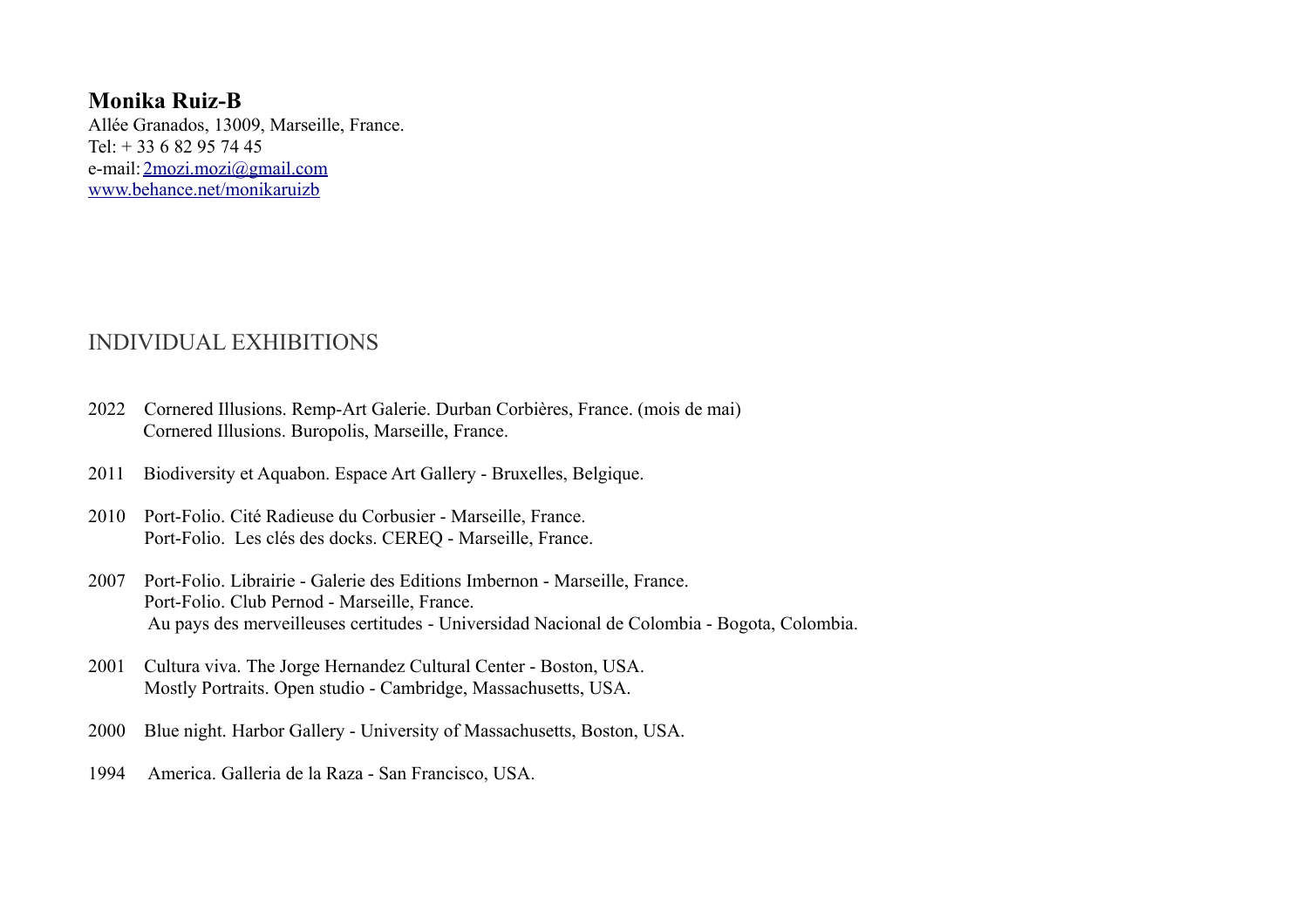**Monika Ruiz-B**
Allée Granados, 13009, Marseille, France.
Tel: + 33 6 82 95 74 45
e-mail: 2mozi.mozi@gmail.com
www.behance.net/monikaruizb

## INDIVIDUAL EXHIBITIONS

2022 Cornered Illusions. Remp-Art Galerie. Durban Corbières, France. (mois de mai)
Cornered Illusions. Buropolis, Marseille, France.

2011 Biodiversity et Aquabon. Espace Art Gallery - Bruxelles, Belgique.

2010 Port-Folio. Cité Radieuse du Corbusier - Marseille, France.
Port-Folio. Les clés des docks. CEREQ - Marseille, France.

2007 Port-Folio. Librairie - Galerie des Editions Imbernon - Marseille, France.
Port-Folio. Club Pernod - Marseille, France.
Au pays des merveilleuses certitudes - Universidad Nacional de Colombia - Bogota, Colombia.

2001 Cultura viva. The Jorge Hernandez Cultural Center - Boston, USA.
Mostly Portraits. Open studio - Cambridge, Massachusetts, USA.

2000 Blue night. Harbor Gallery - University of Massachusetts, Boston, USA.

1994 America. Galleria de la Raza - San Francisco, USA.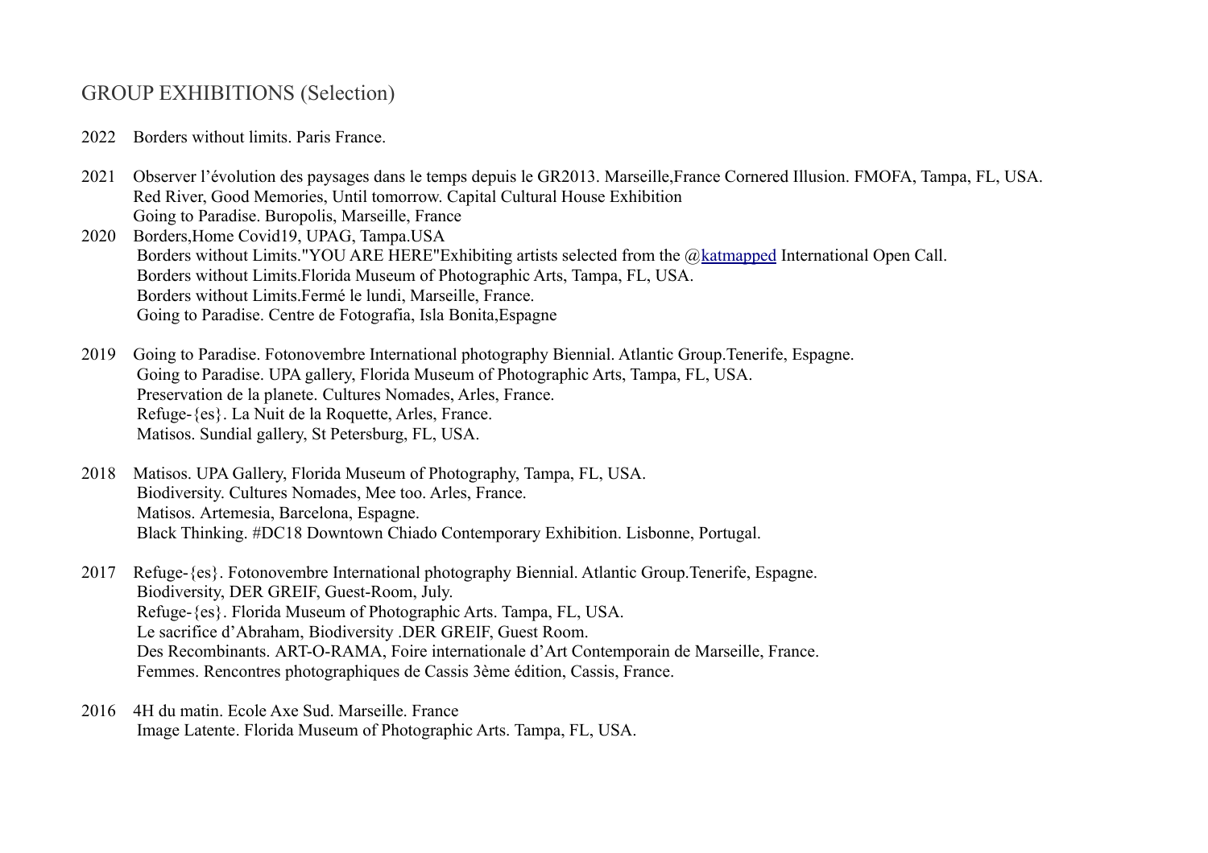## GROUP EXHIBITIONS (Selection)

2022 Borders without limits. Paris France.

2021 Observer l'évolution des paysages dans le temps depuis le GR2013. Marseille,France Cornered Illusion. FMOFA, Tampa, FL, USA.
Red River, Good Memories, Until tomorrow. Capital Cultural House Exhibition
Going to Paradise. Buropolis, Marseille, France

2020 Borders,Home Covid19, UPAG, Tampa.USA
Borders without Limits."YOU ARE HERE"Exhibiting artists selected from the @katmapped International Open Call.
Borders without Limits.Florida Museum of Photographic Arts, Tampa, FL, USA.
Borders without Limits.Fermé le lundi, Marseille, France.
Going to Paradise. Centre de Fotografia, Isla Bonita,Espagne

2019 Going to Paradise. Fotonovembre International photography Biennial. Atlantic Group.Tenerife, Espagne.
Going to Paradise. UPA gallery, Florida Museum of Photographic Arts, Tampa, FL, USA.
Preservation de la planete. Cultures Nomades, Arles, France.
Refuge-{es}. La Nuit de la Roquette, Arles, France.
Matisos. Sundial gallery, St Petersburg, FL, USA.

2018 Matisos. UPA Gallery, Florida Museum of Photography, Tampa, FL, USA.
Biodiversity. Cultures Nomades, Mee too. Arles, France.
Matisos. Artemesia, Barcelona, Espagne.
Black Thinking. #DC18 Downtown Chiado Contemporary Exhibition. Lisbonne, Portugal.

2017 Refuge-{es}. Fotonovembre International photography Biennial. Atlantic Group.Tenerife, Espagne.
Biodiversity, DER GREIF, Guest-Room, July.
Refuge-{es}. Florida Museum of Photographic Arts. Tampa, FL, USA.
Le sacrifice d'Abraham, Biodiversity .DER GREIF, Guest Room.
Des Recombinants. ART-O-RAMA, Foire internationale d'Art Contemporain de Marseille, France.
Femmes. Rencontres photographiques de Cassis 3ème édition, Cassis, France.

2016 4H du matin. Ecole Axe Sud. Marseille. France
Image Latente. Florida Museum of Photographic Arts. Tampa, FL, USA.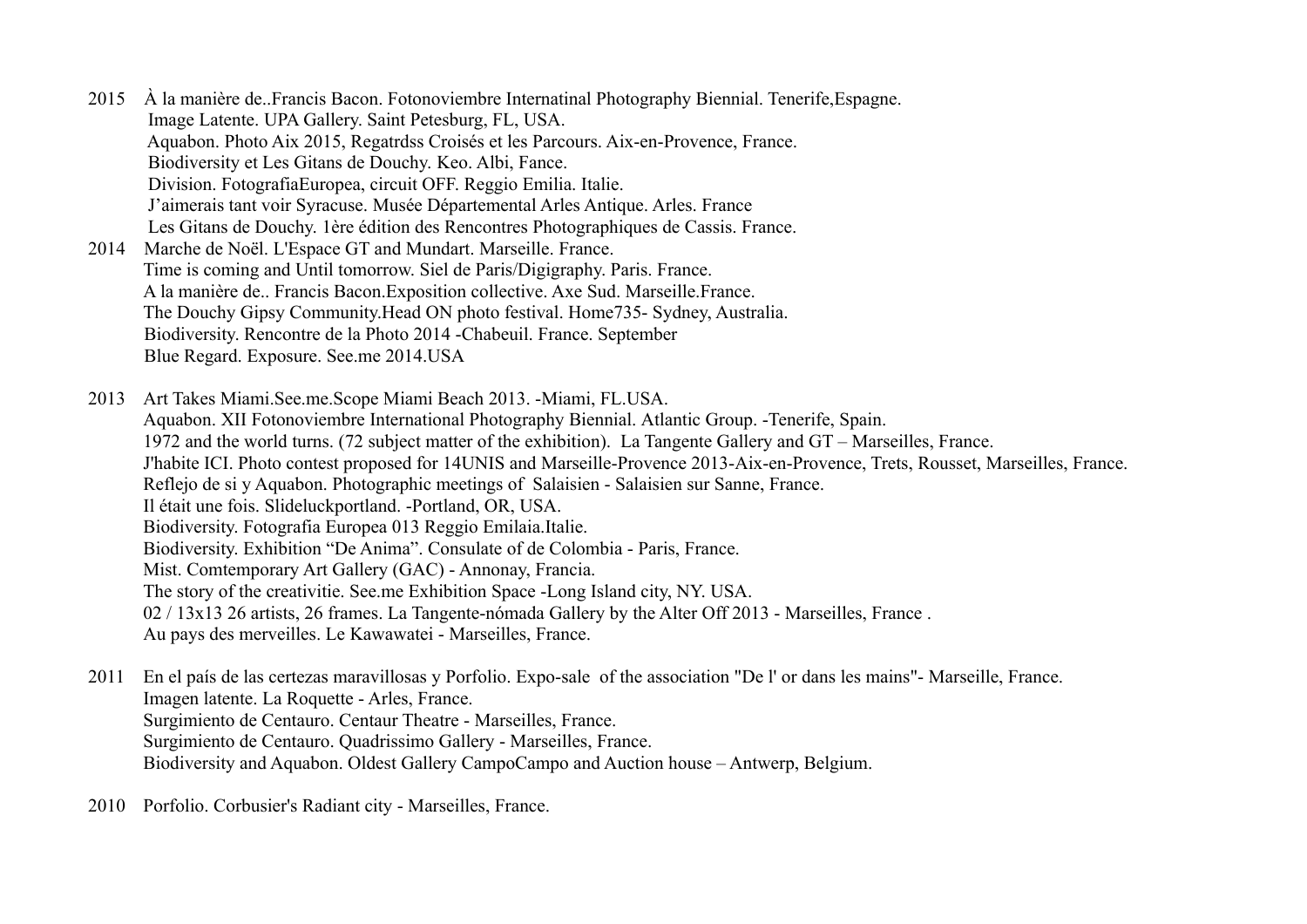2015 À la manière de..Francis Bacon. Fotonoviembre Internatinal Photography Biennial. Tenerife,Espagne.
Image Latente. UPA Gallery. Saint Petesburg, FL, USA.
Aquabon. Photo Aix 2015, Regatrdss Croisés et les Parcours. Aix-en-Provence, France.
Biodiversity et Les Gitans de Douchy. Keo. Albi, Fance.
Division. FotografiaEuropea, circuit OFF. Reggio Emilia. Italie.
J'aimerais tant voir Syracuse. Musée Départemental Arles Antique. Arles. France
Les Gitans de Douchy. 1ère édition des Rencontres Photographiques de Cassis. France.

2014 Marche de Noël. L'Espace GT and Mundart. Marseille. France.
Time is coming and Until tomorrow. Siel de Paris/Digigraphy. Paris. France.
A la manière de.. Francis Bacon.Exposition collective. Axe Sud. Marseille.France.
The Douchy Gipsy Community.Head ON photo festival. Home735- Sydney, Australia.
Biodiversity. Rencontre de la Photo 2014 -Chabeuil. France. September
Blue Regard. Exposure. See.me 2014.USA

2013 Art Takes Miami.See.me.Scope Miami Beach 2013. -Miami, FL.USA.
Aquabon. XII Fotonoviembre International Photography Biennial. Atlantic Group. -Tenerife, Spain.
1972 and the world turns. (72 subject matter of the exhibition). La Tangente Gallery and GT – Marseilles, France.
J'habite ICI. Photo contest proposed for 14UNIS and Marseille-Provence 2013-Aix-en-Provence, Trets, Rousset, Marseilles, France.
Reflejo de si y Aquabon. Photographic meetings of Salaisien - Salaisien sur Sanne, France.
Il était une fois. Slideluckportland. -Portland, OR, USA.
Biodiversity. Fotografia Europea 013 Reggio Emilaia.Italie.
Biodiversity. Exhibition "De Anima". Consulate of de Colombia - Paris, France.
Mist. Comtemporary Art Gallery (GAC) - Annonay, Francia.
The story of the creativitie. See.me Exhibition Space -Long Island city, NY. USA.
02 / 13x13 26 artists, 26 frames. La Tangente-nómada Gallery by the Alter Off 2013 - Marseilles, France .
Au pays des merveilles. Le Kawawatei - Marseilles, France.

2011 En el país de las certezas maravillosas y Porfolio. Expo-sale of the association "De l' or dans les mains"- Marseille, France.
Imagen latente. La Roquette - Arles, France.
Surgimiento de Centauro. Centaur Theatre - Marseilles, France.
Surgimiento de Centauro. Quadrissimo Gallery - Marseilles, France.
Biodiversity and Aquabon. Oldest Gallery CampoCampo and Auction house – Antwerp, Belgium.

2010 Porfolio. Corbusier's Radiant city - Marseilles, France.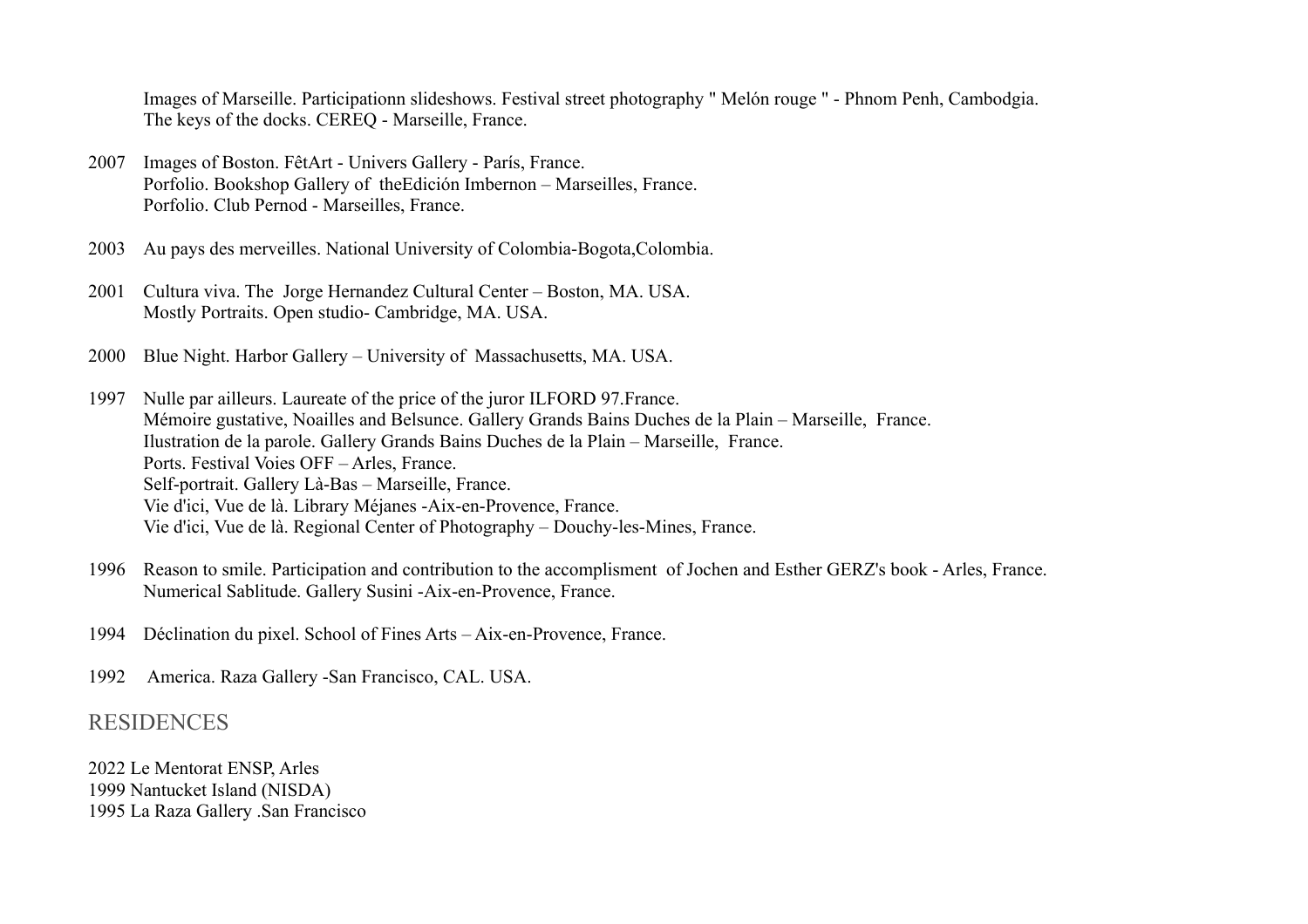Images of Marseille. Participationn slideshows. Festival street photography " Melón rouge " - Phnom Penh, Cambodgia.
The keys of the docks. CEREQ - Marseille, France.

2007 Images of Boston. FêtArt - Univers Gallery - París, France.
Porfolio. Bookshop Gallery of theEdición Imbernon – Marseilles, France.
Porfolio. Club Pernod - Marseilles, France.

2003 Au pays des merveilles. National University of Colombia-Bogota,Colombia.

2001 Cultura viva. The Jorge Hernandez Cultural Center – Boston, MA. USA.
Mostly Portraits. Open studio- Cambridge, MA. USA.

2000 Blue Night. Harbor Gallery – University of Massachusetts, MA. USA.

1997 Nulle par ailleurs. Laureate of the price of the juror ILFORD 97.France.
Mémoire gustative, Noailles and Belsunce. Gallery Grands Bains Duches de la Plain – Marseille, France.
Ilustration de la parole. Gallery Grands Bains Duches de la Plain – Marseille, France.
Ports. Festival Voies OFF – Arles, France.
Self-portrait. Gallery Là-Bas – Marseille, France.
Vie d'ici, Vue de là. Library Méjanes -Aix-en-Provence, France.
Vie d'ici, Vue de là. Regional Center of Photography – Douchy-les-Mines, France.

1996 Reason to smile. Participation and contribution to the accomplisment of Jochen and Esther GERZ's book - Arles, France.
Numerical Sablitude. Gallery Susini -Aix-en-Provence, France.

1994 Déclination du pixel. School of Fines Arts – Aix-en-Provence, France.

1992 America. Raza Gallery -San Francisco, CAL. USA.

## RESIDENCES

2022 Le Mentorat ENSP, Arles
1999 Nantucket Island (NISDA)
1995 La Raza Gallery .San Francisco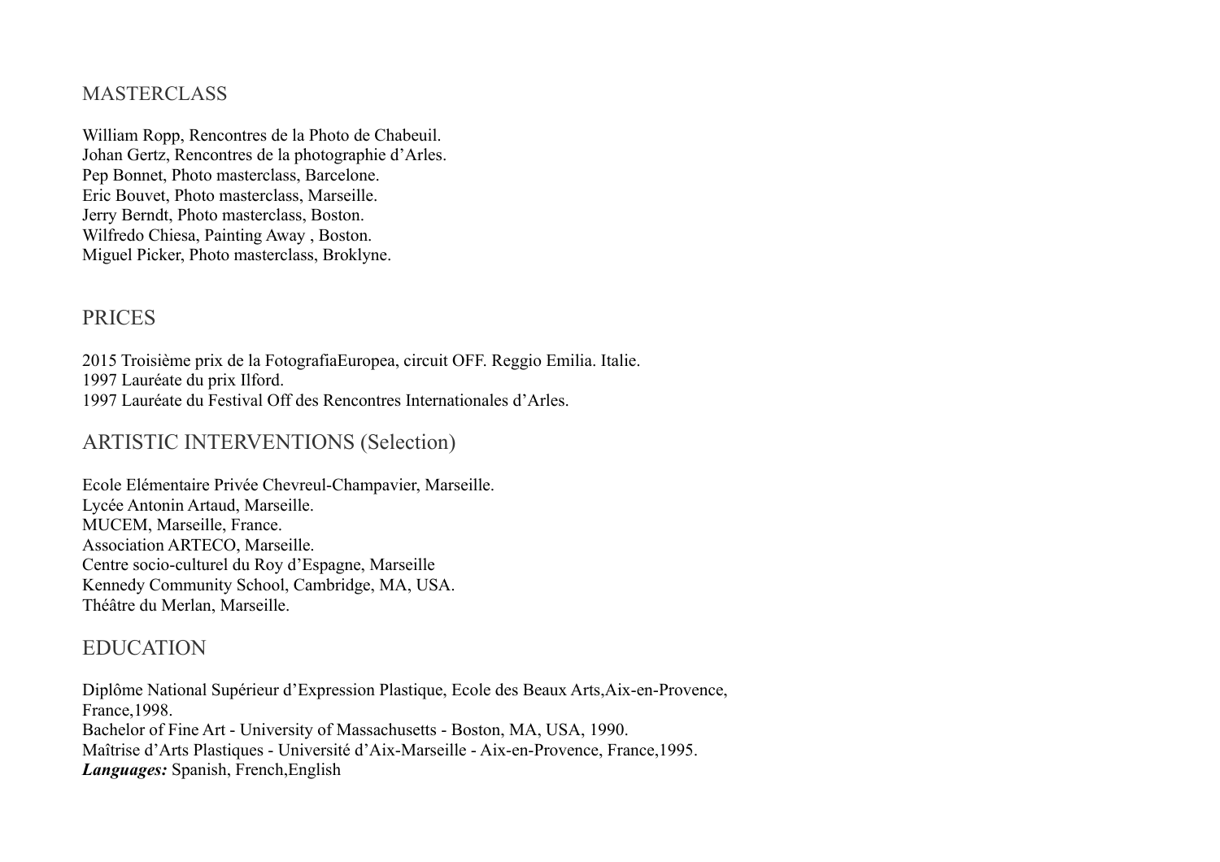## MASTERCLASS

William Ropp, Rencontres de la Photo de Chabeuil.
Johan Gertz, Rencontres de la photographie d'Arles.
Pep Bonnet, Photo masterclass, Barcelone.
Eric Bouvet, Photo masterclass, Marseille.
Jerry Berndt, Photo masterclass, Boston.
Wilfredo Chiesa, Painting Away , Boston.
Miguel Picker, Photo masterclass, Broklyne.

## PRICES

2015 Troisième prix de la FotografiaEuropea, circuit OFF. Reggio Emilia. Italie.
1997 Lauréate du prix Ilford.
1997 Lauréate du Festival Off des Rencontres Internationales d'Arles.

## ARTISTIC INTERVENTIONS (Selection)

Ecole Elémentaire Privée Chevreul-Champavier, Marseille.
Lycée Antonin Artaud, Marseille.
MUCEM, Marseille, France.
Association ARTECO, Marseille.
Centre socio-culturel du Roy d'Espagne, Marseille
Kennedy Community School, Cambridge, MA, USA.
Théâtre du Merlan, Marseille.

## EDUCATION

Diplôme National Supérieur d'Expression Plastique, Ecole des Beaux Arts,Aix-en-Provence, France,1998.
Bachelor of Fine Art - University of Massachusetts - Boston, MA, USA, 1990.
Maîtrise d'Arts Plastiques - Université d'Aix-Marseille - Aix-en-Provence, France,1995.
***Languages:*** Spanish, French,English